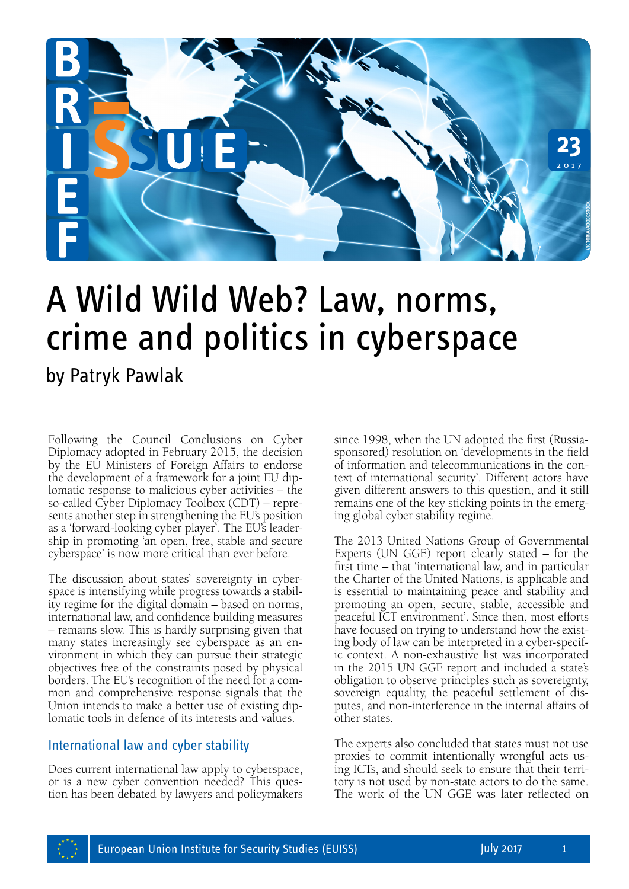# A Wild Wild Web? Law, norms, crime and politics in cyberspace

by Patryk Pawlak

Following the Council Conclusions on Cyber Diplomacy adopted in February 2015, the decision by the EU Ministers of Foreign Affairs to endorse the development of a framework for a joint EU diplomatic response to malicious cyber activities – the so-called Cyber Diplomacy Toolbox (CDT) – represents another step in strengthening the EU's position as a 'forward-looking cyber player'. The EU's leadership in promoting 'an open, free, stable and secure cyberspace' is now more critical than ever before.

The discussion about states' sovereignty in cyberspace is intensifying while progress towards a stability regime for the digital domain – based on norms, international law, and confidence building measures – remains slow. This is hardly surprising given that many states increasingly see cyberspace as an environment in which they can pursue their strategic objectives free of the constraints posed by physical borders. The EU's recognition of the need for a common and comprehensive response signals that the Union intends to make a better use of existing diplomatic tools in defence of its interests and values.

## International law and cyber stability

Does current international law apply to cyberspace, or is a new cyber convention needed? This question has been debated by lawyers and policymakers since 1998, when the UN adopted the first (Russia-sponsored) resolution on 'developments in the field of information and telecommunications in the context of international security'. Different actors have given different answers to this question, and it still remains one of the key sticking points in the emerging global cyber stability regime.

The 2013 United Nations Group of Governmental Experts (UN GGE) report clearly stated – for the first time – that 'international law, and in particular the Charter of the United Nations, is applicable and is essential to maintaining peace and stability and promoting an open, secure, stable, accessible and peaceful ICT environment'. Since then, most efforts have focused on trying to understand how the existing body of law can be interpreted in a cyber-specific context. A non-exhaustive list was incorporated in the 2015 UN GGE report and included a state's obligation to observe principles such as sovereignty, sovereign equality, the peaceful settlement of disputes, and non-interference in the internal affairs of other states.

The experts also concluded that states must not use proxies to commit intentionally wrongful acts using ICTs, and should seek to ensure that their territory is not used by non-state actors to do the same. The work of the UN GGE was later reflected on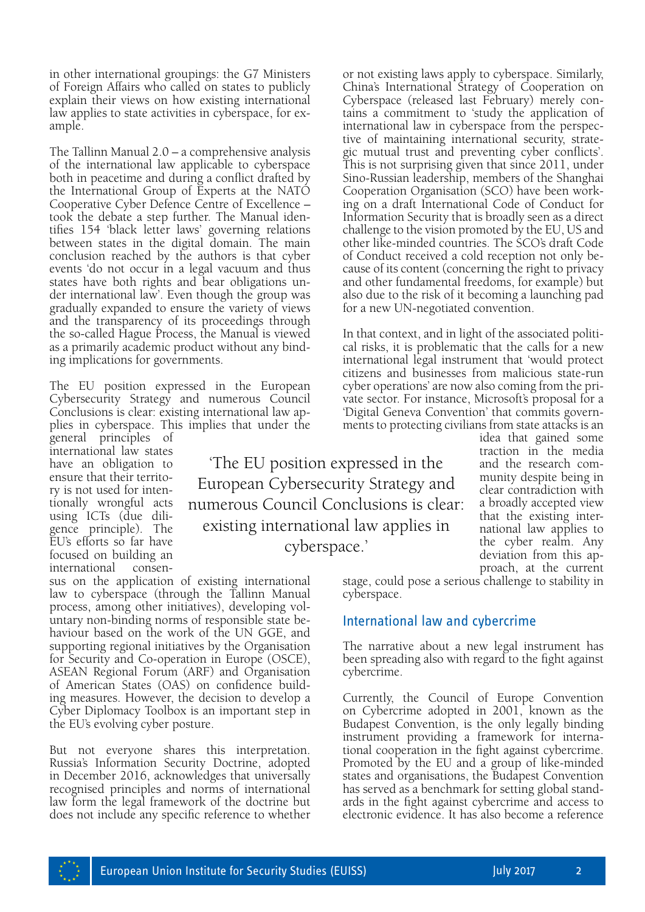in other international groupings: the G7 Ministers of Foreign Affairs who called on states to publicly explain their views on how existing international law applies to state activities in cyberspace, for example.

The Tallinn Manual 2.0 – a comprehensive analysis of the international law applicable to cyberspace both in peacetime and during a conflict drafted by the International Group of Experts at the NATO Cooperative Cyber Defence Centre of Excellence – took the debate a step further. The Manual identifies 154 'black letter laws' governing relations between states in the digital domain. The main conclusion reached by the authors is that cyber events 'do not occur in a legal vacuum and thus states have both rights and bear obligations under international law'. Even though the group was gradually expanded to ensure the variety of views and the transparency of its proceedings through the so-called Hague Process, the Manual is viewed as a primarily academic product without any binding implications for governments.

The EU position expressed in the European Cybersecurity Strategy and numerous Council Conclusions is clear: existing international law applies in cyberspace. This implies that under the general principles of international law states have an obligation to ensure that their territory is not used for intentionally wrongful acts using ICTs (due diligence principle). The EU's efforts so far have focused on building an international consensus on the application of existing international law to cyberspace (through the Tallinn Manual process, among other initiatives), developing voluntary non-binding norms of responsible state behaviour based on the work of the UN GGE, and supporting regional initiatives by the Organisation for Security and Co-operation in Europe (OSCE), ASEAN Regional Forum (ARF) and Organisation of American States (OAS) on confidence building measures. However, the decision to develop a Cyber Diplomacy Toolbox is an important step in the EU's evolving cyber posture.

> 'The EU position expressed in the European Cybersecurity Strategy and numerous Council Conclusions is clear: existing international law applies in cyberspace.'

But not everyone shares this interpretation. Russia's Information Security Doctrine, adopted in December 2016, acknowledges that universally recognised principles and norms of international law form the legal framework of the doctrine but does not include any specific reference to whether or not existing laws apply to cyberspace. Similarly, China's International Strategy of Cooperation on Cyberspace (released last February) merely contains a commitment to 'study the application of international law in cyberspace from the perspective of maintaining international security, strategic mutual trust and preventing cyber conflicts'. This is not surprising given that since 2011, under Sino-Russian leadership, members of the Shanghai Cooperation Organisation (SCO) have been working on a draft International Code of Conduct for Information Security that is broadly seen as a direct challenge to the vision promoted by the EU, US and other like-minded countries. The SCO's draft Code of Conduct received a cold reception not only because of its content (concerning the right to privacy and other fundamental freedoms, for example) but also due to the risk of it becoming a launching pad for a new UN-negotiated convention.

In that context, and in light of the associated political risks, it is problematic that the calls for a new international legal instrument that 'would protect citizens and businesses from malicious state-run cyber operations' are now also coming from the private sector. For instance, Microsoft's proposal for a 'Digital Geneva Convention' that commits governments to protecting civilians from state attacks is an idea that gained some traction in the media and the research community despite being in clear contradiction with a broadly accepted view that the existing international law applies to the cyber realm. Any deviation from this approach, at the current stage, could pose a serious challenge to stability in cyberspace.

## International law and cybercrime

The narrative about a new legal instrument has been spreading also with regard to the fight against cybercrime.

Currently, the Council of Europe Convention on Cybercrime adopted in 2001, known as the Budapest Convention, is the only legally binding instrument providing a framework for international cooperation in the fight against cybercrime. Promoted by the EU and a group of like-minded states and organisations, the Budapest Convention has served as a benchmark for setting global standards in the fight against cybercrime and access to electronic evidence. It has also become a reference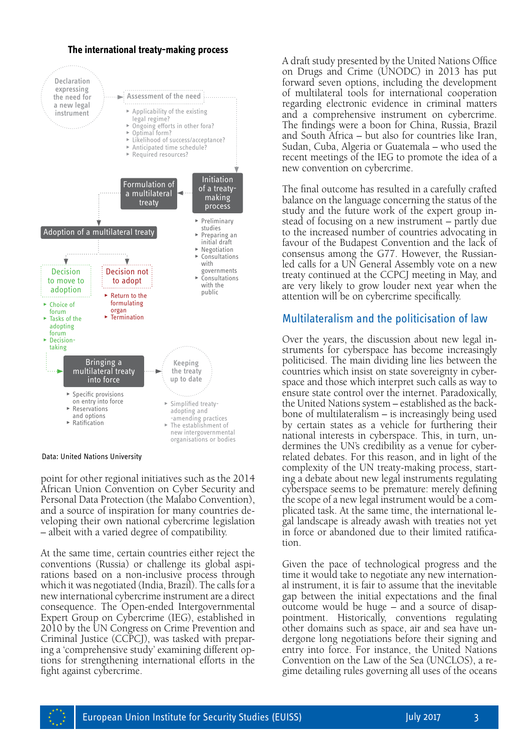**The international treaty-making process**

Declaration expressing the need for a new legal instrument

Assessment of the need
- Applicability of the existing legal regime?
- Ongoing efforts in other fora?
- Optimal form?
- Likelihood of success/acceptance?
- Anticipated time schedule?
- Required resources?

Initiation of a treaty-making process
- Preliminary studies
- Preparing an initial draft
- Negotiation
- Consultations with governments
- Consultations with the public

Formulation of a multilateral treaty

Adoption of a multilateral treaty

Decision to move to adoption
- Choice of forum
- Tasks of the adopting forum
- Decision-taking

Decision not to adopt
- Return to the formulating organ
- Termination

Bringing a multilateral treaty into force
- Specific provisions on entry into force
- Reservations and options
- Ratification

Keeping the treaty up to date
- Simplified treaty-adopting and -amending practices
- The establishment of new intergovernmental organisations or bodies

Data: United Nations University

point for other regional initiatives such as the 2014 African Union Convention on Cyber Security and Personal Data Protection (the Malabo Convention), and a source of inspiration for many countries developing their own national cybercrime legislation – albeit with a varied degree of compatibility.

At the same time, certain countries either reject the conventions (Russia) or challenge its global aspirations based on a non-inclusive process through which it was negotiated (India, Brazil). The calls for a new international cybercrime instrument are a direct consequence. The Open-ended Intergovernmental Expert Group on Cybercrime (IEG), established in 2010 by the UN Congress on Crime Prevention and Criminal Justice (CCPCJ), was tasked with preparing a 'comprehensive study' examining different options for strengthening international efforts in the fight against cybercrime.

A draft study presented by the United Nations Office on Drugs and Crime (UNODC) in 2013 has put forward seven options, including the development of multilateral tools for international cooperation regarding electronic evidence in criminal matters and a comprehensive instrument on cybercrime. The findings were a boon for China, Russia, Brazil and South Africa – but also for countries like Iran, Sudan, Cuba, Algeria or Guatemala – who used the recent meetings of the IEG to promote the idea of a new convention on cybercrime.

The final outcome has resulted in a carefully crafted balance on the language concerning the status of the study and the future work of the expert group instead of focusing on a new instrument – partly due to the increased number of countries advocating in favour of the Budapest Convention and the lack of consensus among the G77. However, the Russian-led calls for a UN General Assembly vote on a new treaty continued at the CCPCJ meeting in May, and are very likely to grow louder next year when the attention will be on cybercrime specifically.

## Multilateralism and the politicisation of law

Over the years, the discussion about new legal instruments for cyberspace has become increasingly politicised. The main dividing line lies between the countries which insist on state sovereignty in cyberspace and those which interpret such calls as way to ensure state control over the internet. Paradoxically, the United Nations system – established as the backbone of multilateralism – is increasingly being used by certain states as a vehicle for furthering their national interests in cyberspace. This, in turn, undermines the UN's credibility as a venue for cyber-related debates. For this reason, and in light of the complexity of the UN treaty-making process, starting a debate about new legal instruments regulating cyberspace seems to be premature: merely defining the scope of a new legal instrument would be a complicated task. At the same time, the international legal landscape is already awash with treaties not yet in force or abandoned due to their limited ratification.

Given the pace of technological progress and the time it would take to negotiate any new international instrument, it is fair to assume that the inevitable gap between the initial expectations and the final outcome would be huge – and a source of disappointment. Historically, conventions regulating other domains such as space, air and sea have undergone long negotiations before their signing and entry into force. For instance, the United Nations Convention on the Law of the Sea (UNCLOS), a regime detailing rules governing all uses of the oceans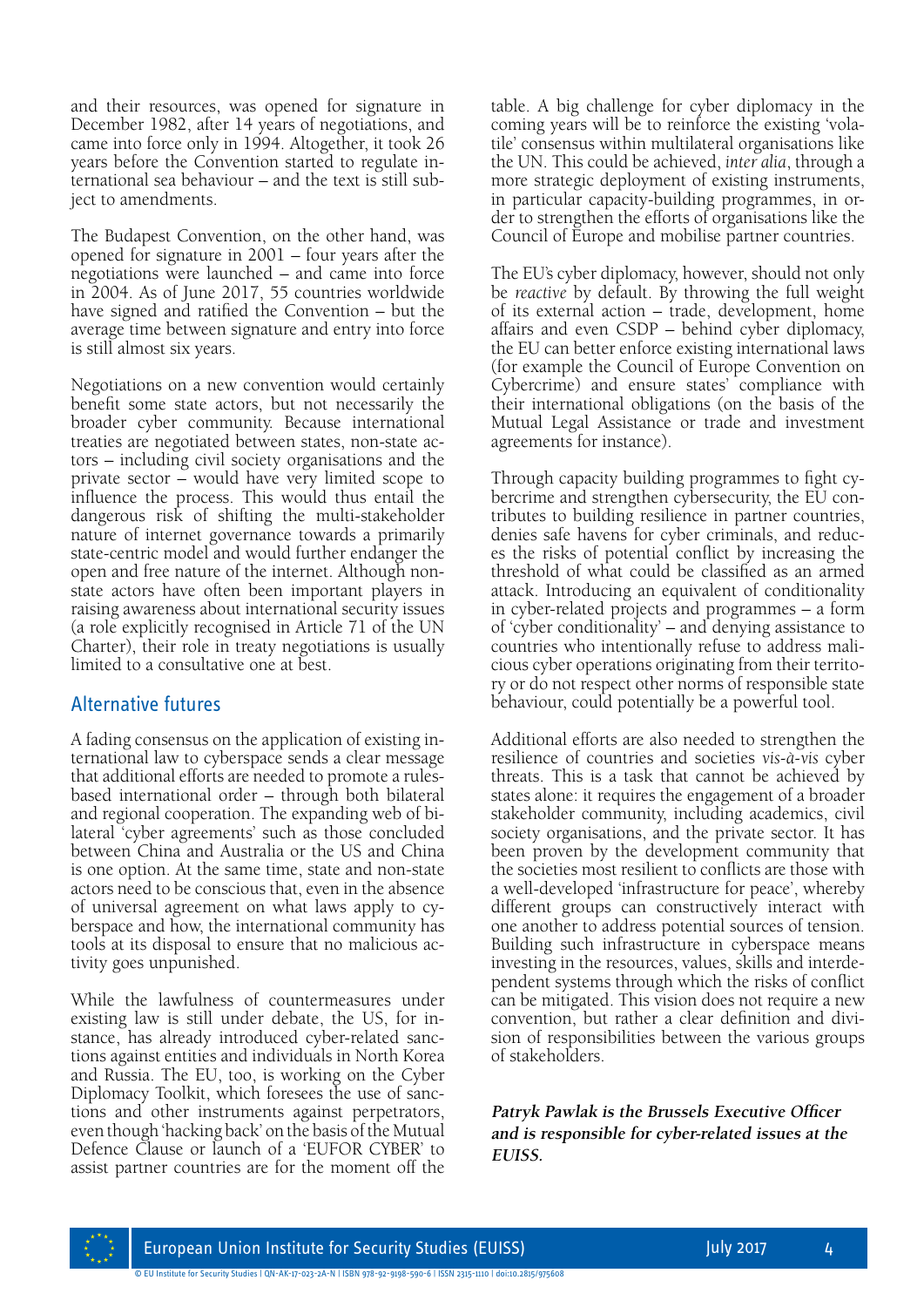and their resources, was opened for signature in December 1982, after 14 years of negotiations, and came into force only in 1994. Altogether, it took 26 years before the Convention started to regulate international sea behaviour – and the text is still subject to amendments.

The Budapest Convention, on the other hand, was opened for signature in 2001 – four years after the negotiations were launched – and came into force in 2004. As of June 2017, 55 countries worldwide have signed and ratified the Convention – but the average time between signature and entry into force is still almost six years.

Negotiations on a new convention would certainly benefit some state actors, but not necessarily the broader cyber community. Because international treaties are negotiated between states, non-state actors – including civil society organisations and the private sector – would have very limited scope to influence the process. This would thus entail the dangerous risk of shifting the multi-stakeholder nature of internet governance towards a primarily state-centric model and would further endanger the open and free nature of the internet. Although non-state actors have often been important players in raising awareness about international security issues (a role explicitly recognised in Article 71 of the UN Charter), their role in treaty negotiations is usually limited to a consultative one at best.

## Alternative futures

A fading consensus on the application of existing international law to cyberspace sends a clear message that additional efforts are needed to promote a rules-based international order – through both bilateral and regional cooperation. The expanding web of bilateral 'cyber agreements' such as those concluded between China and Australia or the US and China is one option. At the same time, state and non-state actors need to be conscious that, even in the absence of universal agreement on what laws apply to cyberspace and how, the international community has tools at its disposal to ensure that no malicious activity goes unpunished.

While the lawfulness of countermeasures under existing law is still under debate, the US, for instance, has already introduced cyber-related sanctions against entities and individuals in North Korea and Russia. The EU, too, is working on the Cyber Diplomacy Toolkit, which foresees the use of sanctions and other instruments against perpetrators, even though 'hacking back' on the basis of the Mutual Defence Clause or launch of a 'EUFOR CYBER' to assist partner countries are for the moment off the table. A big challenge for cyber diplomacy in the coming years will be to reinforce the existing 'volatile' consensus within multilateral organisations like the UN. This could be achieved, *inter alia*, through a more strategic deployment of existing instruments, in particular capacity-building programmes, in order to strengthen the efforts of organisations like the Council of Europe and mobilise partner countries.

The EU's cyber diplomacy, however, should not only be *reactive* by default. By throwing the full weight of its external action – trade, development, home affairs and even CSDP – behind cyber diplomacy, the EU can better enforce existing international laws (for example the Council of Europe Convention on Cybercrime) and ensure states' compliance with their international obligations (on the basis of the Mutual Legal Assistance or trade and investment agreements for instance).

Through capacity building programmes to fight cybercrime and strengthen cybersecurity, the EU contributes to building resilience in partner countries, denies safe havens for cyber criminals, and reduces the risks of potential conflict by increasing the threshold of what could be classified as an armed attack. Introducing an equivalent of conditionality in cyber-related projects and programmes – a form of 'cyber conditionality' – and denying assistance to countries who intentionally refuse to address malicious cyber operations originating from their territory or do not respect other norms of responsible state behaviour, could potentially be a powerful tool.

Additional efforts are also needed to strengthen the resilience of countries and societies *vis-à-vis* cyber threats. This is a task that cannot be achieved by states alone: it requires the engagement of a broader stakeholder community, including academics, civil society organisations, and the private sector. It has been proven by the development community that the societies most resilient to conflicts are those with a well-developed 'infrastructure for peace', whereby different groups can constructively interact with one another to address potential sources of tension. Building such infrastructure in cyberspace means investing in the resources, values, skills and interdependent systems through which the risks of conflict can be mitigated. This vision does not require a new convention, but rather a clear definition and division of responsibilities between the various groups of stakeholders.

***Patryk Pawlak is the Brussels Executive Officer and is responsible for cyber-related issues at the EUISS.***

© EU Institute for Security Studies | QN-AK-17-023-2A-N | ISBN 978-92-9198-590-6 | ISSN 2315-1110 | doi:10.2815/975608